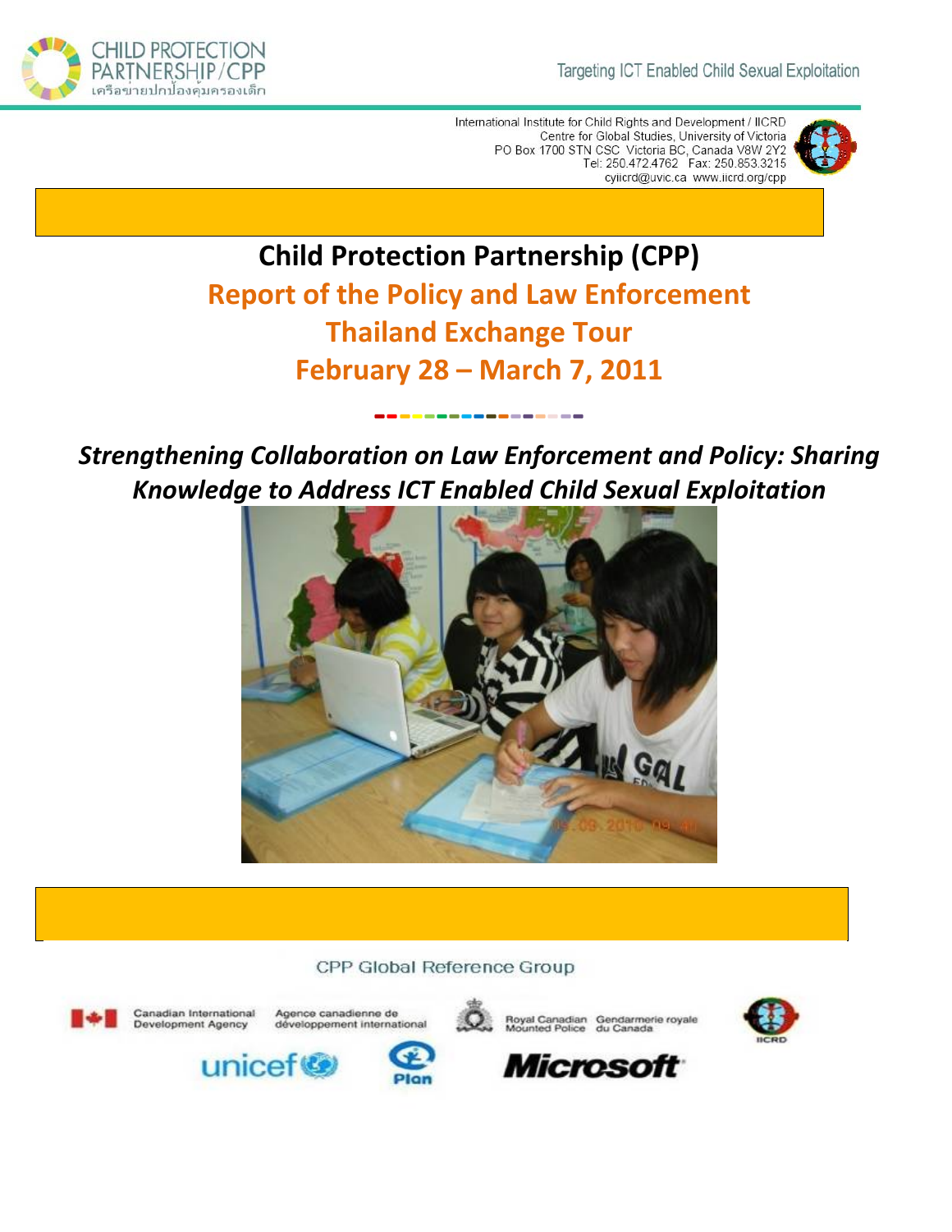CHILD PROTECTION PARTNERSHIP/CPP
เครือข่ายปกป้องคุ้มครองเด็ก

Targeting ICT Enabled Child Sexual Exploitation

International Institute for Child Rights and Development / IICRD
Centre for Global Studies, University of Victoria
PO Box 1700 STN CSC Victoria BC, Canada V8W 2Y2
Tel: 250.472.4762 Fax: 250.853.3215
cyiicrd@uvic.ca www.iicrd.org/cpp

# Child Protection Partnership (CPP)

## Report of the Policy and Law Enforcement Thailand Exchange Tour February 28 – March 7, 2011

### *Strengthening Collaboration on Law Enforcement and Policy: Sharing Knowledge to Address ICT Enabled Child Sexual Exploitation*

CPP Global Reference Group

Canadian International Development Agency / Agence canadienne de développement international

Royal Canadian Mounted Police / Gendarmerie royale du Canada

IICRD

unicef

Plan

Microsoft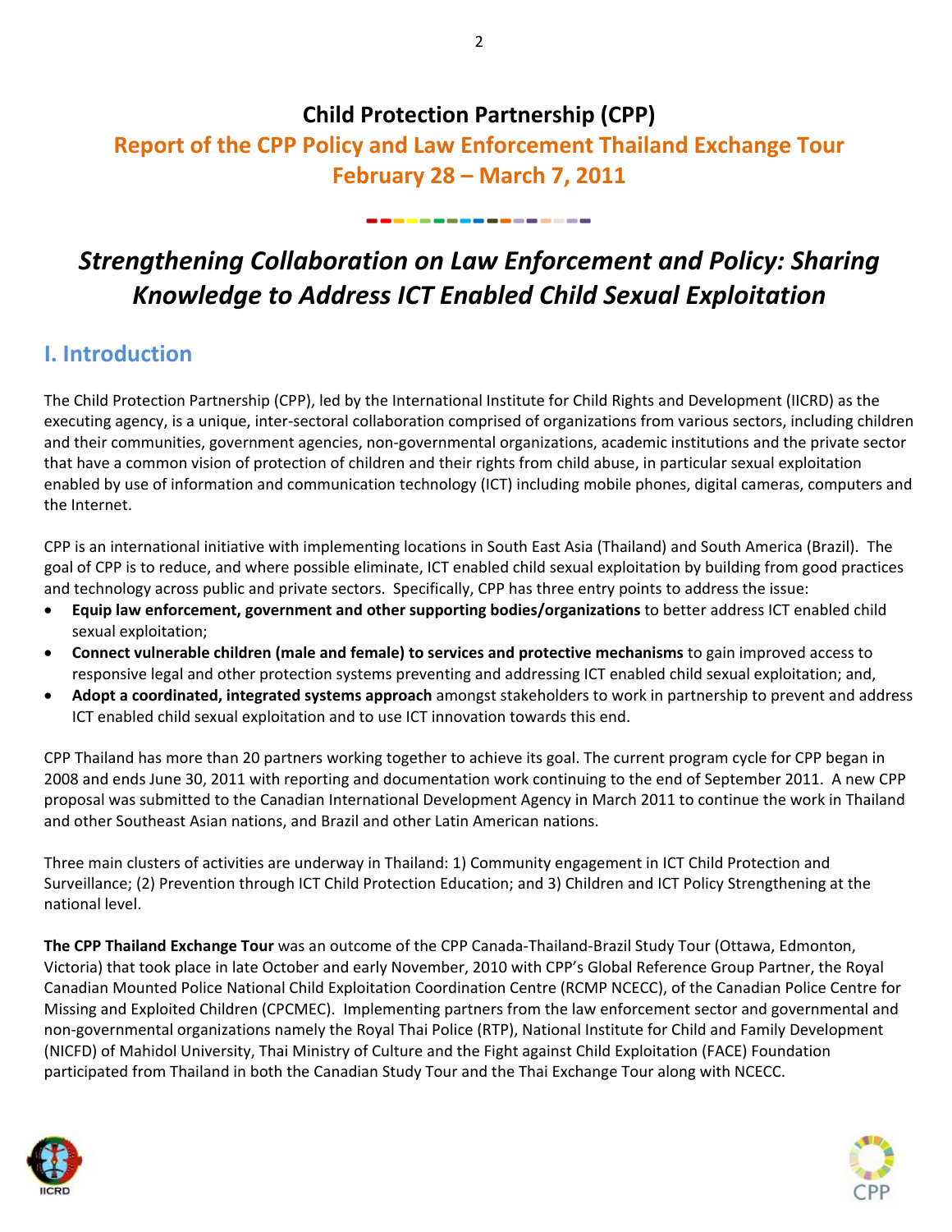# Child Protection Partnership (CPP)

## Report of the CPP Policy and Law Enforcement Thailand Exchange Tour
## February 28 – March 7, 2011

## *Strengthening Collaboration on Law Enforcement and Policy: Sharing Knowledge to Address ICT Enabled Child Sexual Exploitation*

## I. Introduction

The Child Protection Partnership (CPP), led by the International Institute for Child Rights and Development (IICRD) as the executing agency, is a unique, inter-sectoral collaboration comprised of organizations from various sectors, including children and their communities, government agencies, non-governmental organizations, academic institutions and the private sector that have a common vision of protection of children and their rights from child abuse, in particular sexual exploitation enabled by use of information and communication technology (ICT) including mobile phones, digital cameras, computers and the Internet.

CPP is an international initiative with implementing locations in South East Asia (Thailand) and South America (Brazil). The goal of CPP is to reduce, and where possible eliminate, ICT enabled child sexual exploitation by building from good practices and technology across public and private sectors. Specifically, CPP has three entry points to address the issue:

- **Equip law enforcement, government and other supporting bodies/organizations** to better address ICT enabled child sexual exploitation;
- **Connect vulnerable children (male and female) to services and protective mechanisms** to gain improved access to responsive legal and other protection systems preventing and addressing ICT enabled child sexual exploitation; and,
- **Adopt a coordinated, integrated systems approach** amongst stakeholders to work in partnership to prevent and address ICT enabled child sexual exploitation and to use ICT innovation towards this end.

CPP Thailand has more than 20 partners working together to achieve its goal. The current program cycle for CPP began in 2008 and ends June 30, 2011 with reporting and documentation work continuing to the end of September 2011. A new CPP proposal was submitted to the Canadian International Development Agency in March 2011 to continue the work in Thailand and other Southeast Asian nations, and Brazil and other Latin American nations.

Three main clusters of activities are underway in Thailand: 1) Community engagement in ICT Child Protection and Surveillance; (2) Prevention through ICT Child Protection Education; and 3) Children and ICT Policy Strengthening at the national level.

**The CPP Thailand Exchange Tour** was an outcome of the CPP Canada-Thailand-Brazil Study Tour (Ottawa, Edmonton, Victoria) that took place in late October and early November, 2010 with CPP's Global Reference Group Partner, the Royal Canadian Mounted Police National Child Exploitation Coordination Centre (RCMP NCECC), of the Canadian Police Centre for Missing and Exploited Children (CPCMEC). Implementing partners from the law enforcement sector and governmental and non-governmental organizations namely the Royal Thai Police (RTP), National Institute for Child and Family Development (NICFD) of Mahidol University, Thai Ministry of Culture and the Fight against Child Exploitation (FACE) Foundation participated from Thailand in both the Canadian Study Tour and the Thai Exchange Tour along with NCECC.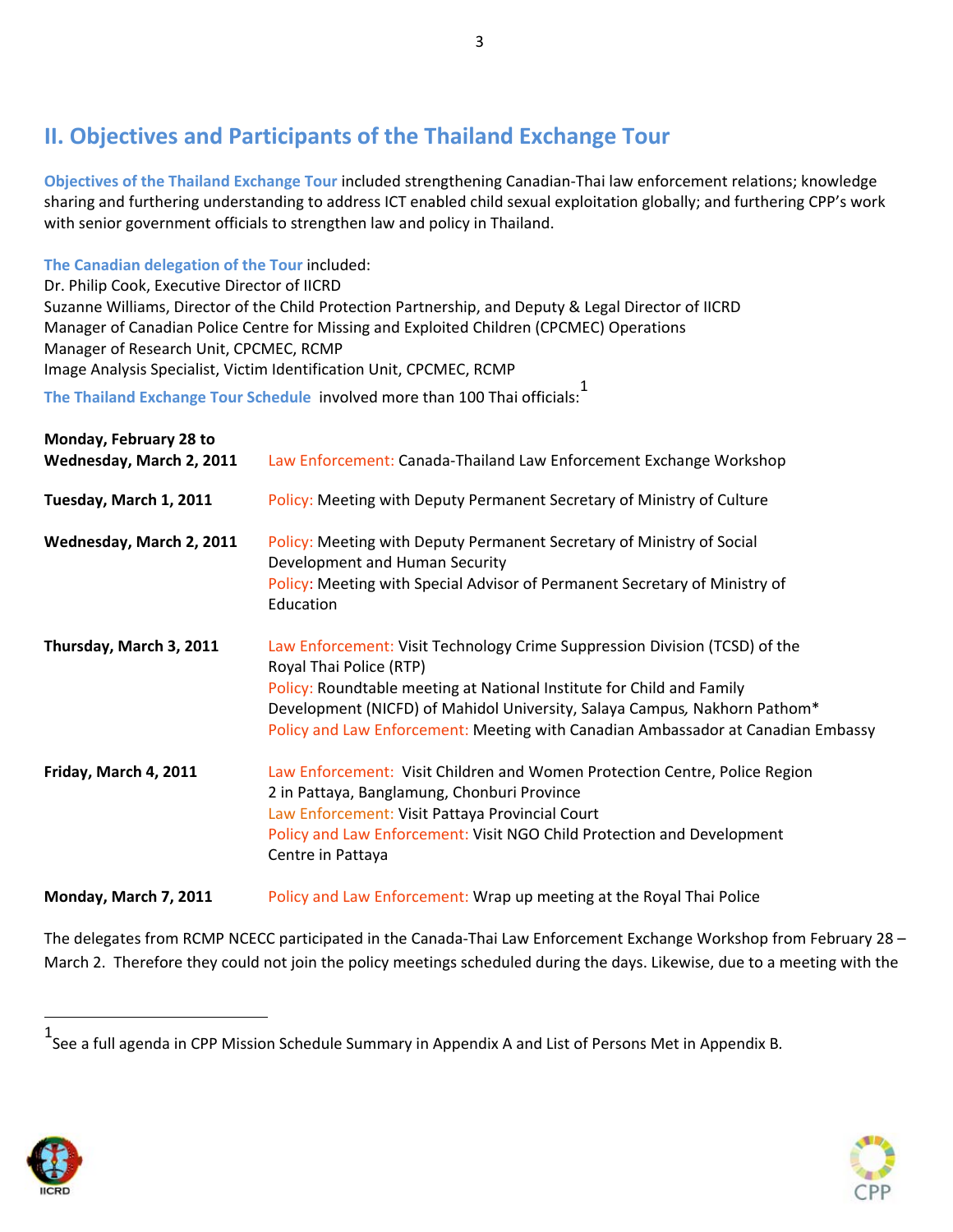## II. Objectives and Participants of the Thailand Exchange Tour

**Objectives of the Thailand Exchange Tour** included strengthening Canadian-Thai law enforcement relations; knowledge sharing and furthering understanding to address ICT enabled child sexual exploitation globally; and furthering CPP's work with senior government officials to strengthen law and policy in Thailand.

**The Canadian delegation of the Tour** included:
Dr. Philip Cook, Executive Director of IICRD
Suzanne Williams, Director of the Child Protection Partnership, and Deputy & Legal Director of IICRD
Manager of Canadian Police Centre for Missing and Exploited Children (CPCMEC) Operations
Manager of Research Unit, CPCMEC, RCMP
Image Analysis Specialist, Victim Identification Unit, CPCMEC, RCMP

**The Thailand Exchange Tour Schedule** involved more than 100 Thai officials:[1]

| | |
|---|---|
| **Monday, February 28 to Wednesday, March 2, 2011** | Law Enforcement: Canada-Thailand Law Enforcement Exchange Workshop |
| **Tuesday, March 1, 2011** | Policy: Meeting with Deputy Permanent Secretary of Ministry of Culture |
| **Wednesday, March 2, 2011** | Policy: Meeting with Deputy Permanent Secretary of Ministry of Social Development and Human Security<br>Policy: Meeting with Special Advisor of Permanent Secretary of Ministry of Education |
| **Thursday, March 3, 2011** | Law Enforcement: Visit Technology Crime Suppression Division (TCSD) of the Royal Thai Police (RTP)<br>Policy: Roundtable meeting at National Institute for Child and Family Development (NICFD) of Mahidol University, Salaya Campus, Nakhorn Pathom*<br>Policy and Law Enforcement: Meeting with Canadian Ambassador at Canadian Embassy |
| **Friday, March 4, 2011** | Law Enforcement: Visit Children and Women Protection Centre, Police Region 2 in Pattaya, Banglamung, Chonburi Province<br>Law Enforcement: Visit Pattaya Provincial Court<br>Policy and Law Enforcement: Visit NGO Child Protection and Development Centre in Pattaya |
| **Monday, March 7, 2011** | Policy and Law Enforcement: Wrap up meeting at the Royal Thai Police |

The delegates from RCMP NCECC participated in the Canada-Thai Law Enforcement Exchange Workshop from February 28 – March 2. Therefore they could not join the policy meetings scheduled during the days. Likewise, due to a meeting with the

---

[1] See a full agenda in CPP Mission Schedule Summary in Appendix A and List of Persons Met in Appendix B.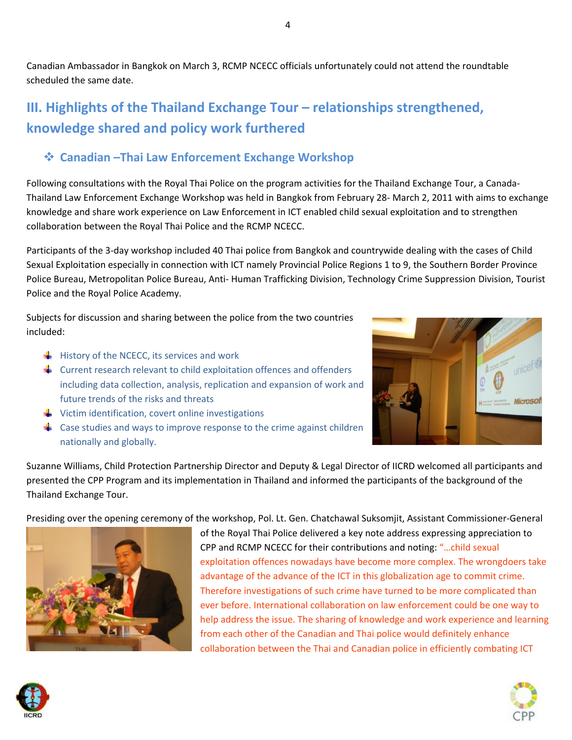Canadian Ambassador in Bangkok on March 3, RCMP NCECC officials unfortunately could not attend the roundtable scheduled the same date.

## III. Highlights of the Thailand Exchange Tour – relationships strengthened, knowledge shared and policy work furthered

### ❖ Canadian –Thai Law Enforcement Exchange Workshop

Following consultations with the Royal Thai Police on the program activities for the Thailand Exchange Tour, a Canada-Thailand Law Enforcement Exchange Workshop was held in Bangkok from February 28- March 2, 2011 with aims to exchange knowledge and share work experience on Law Enforcement in ICT enabled child sexual exploitation and to strengthen collaboration between the Royal Thai Police and the RCMP NCECC.

Participants of the 3-day workshop included 40 Thai police from Bangkok and countrywide dealing with the cases of Child Sexual Exploitation especially in connection with ICT namely Provincial Police Regions 1 to 9, the Southern Border Province Police Bureau, Metropolitan Police Bureau, Anti- Human Trafficking Division, Technology Crime Suppression Division, Tourist Police and the Royal Police Academy.

Subjects for discussion and sharing between the police from the two countries included:

- History of the NCECC, its services and work
- Current research relevant to child exploitation offences and offenders including data collection, analysis, replication and expansion of work and future trends of the risks and threats
- Victim identification, covert online investigations
- Case studies and ways to improve response to the crime against children nationally and globally.

Suzanne Williams, Child Protection Partnership Director and Deputy & Legal Director of IICRD welcomed all participants and presented the CPP Program and its implementation in Thailand and informed the participants of the background of the Thailand Exchange Tour.

Presiding over the opening ceremony of the workshop, Pol. Lt. Gen. Chatchawal Suksomjit, Assistant Commissioner-General of the Royal Thai Police delivered a key note address expressing appreciation to CPP and RCMP NCECC for their contributions and noting: "…child sexual exploitation offences nowadays have become more complex. The wrongdoers take advantage of the advance of the ICT in this globalization age to commit crime. Therefore investigations of such crime have turned to be more complicated than ever before. International collaboration on law enforcement could be one way to help address the issue. The sharing of knowledge and work experience and learning from each other of the Canadian and Thai police would definitely enhance collaboration between the Thai and Canadian police in efficiently combating ICT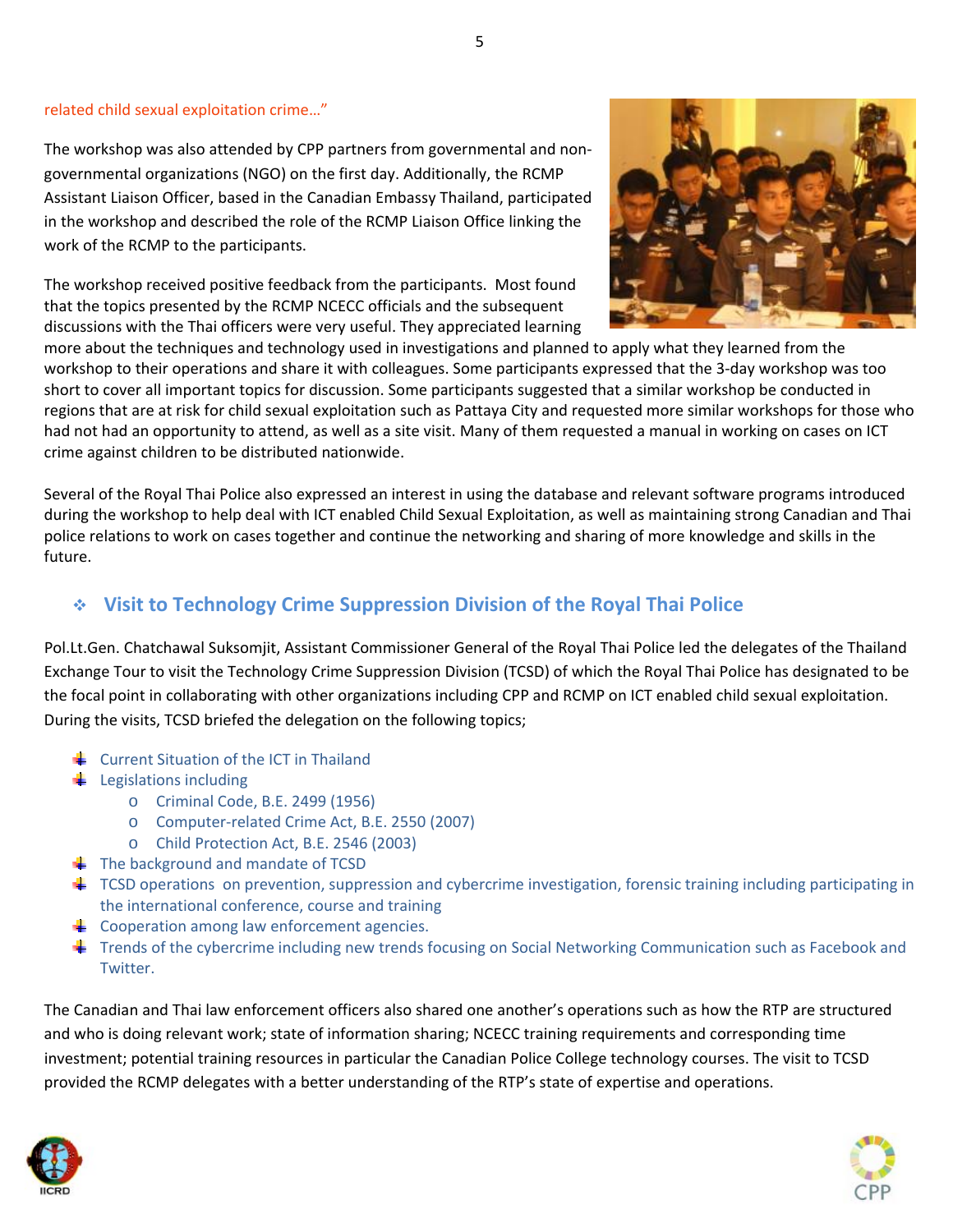related child sexual exploitation crime…"

The workshop was also attended by CPP partners from governmental and non-governmental organizations (NGO) on the first day. Additionally, the RCMP Assistant Liaison Officer, based in the Canadian Embassy Thailand, participated in the workshop and described the role of the RCMP Liaison Office linking the work of the RCMP to the participants.

The workshop received positive feedback from the participants. Most found that the topics presented by the RCMP NCECC officials and the subsequent discussions with the Thai officers were very useful. They appreciated learning more about the techniques and technology used in investigations and planned to apply what they learned from the workshop to their operations and share it with colleagues. Some participants expressed that the 3-day workshop was too short to cover all important topics for discussion. Some participants suggested that a similar workshop be conducted in regions that are at risk for child sexual exploitation such as Pattaya City and requested more similar workshops for those who had not had an opportunity to attend, as well as a site visit. Many of them requested a manual in working on cases on ICT crime against children to be distributed nationwide.

Several of the Royal Thai Police also expressed an interest in using the database and relevant software programs introduced during the workshop to help deal with ICT enabled Child Sexual Exploitation, as well as maintaining strong Canadian and Thai police relations to work on cases together and continue the networking and sharing of more knowledge and skills in the future.

## Visit to Technology Crime Suppression Division of the Royal Thai Police

Pol.Lt.Gen. Chatchawal Suksomjit, Assistant Commissioner General of the Royal Thai Police led the delegates of the Thailand Exchange Tour to visit the Technology Crime Suppression Division (TCSD) of which the Royal Thai Police has designated to be the focal point in collaborating with other organizations including CPP and RCMP on ICT enabled child sexual exploitation. During the visits, TCSD briefed the delegation on the following topics;

- Current Situation of the ICT in Thailand
- Legislations including
  - Criminal Code, B.E. 2499 (1956)
  - Computer-related Crime Act, B.E. 2550 (2007)
  - Child Protection Act, B.E. 2546 (2003)
- The background and mandate of TCSD
- TCSD operations on prevention, suppression and cybercrime investigation, forensic training including participating in the international conference, course and training
- Cooperation among law enforcement agencies.
- Trends of the cybercrime including new trends focusing on Social Networking Communication such as Facebook and Twitter.

The Canadian and Thai law enforcement officers also shared one another's operations such as how the RTP are structured and who is doing relevant work; state of information sharing; NCECC training requirements and corresponding time investment; potential training resources in particular the Canadian Police College technology courses. The visit to TCSD provided the RCMP delegates with a better understanding of the RTP's state of expertise and operations.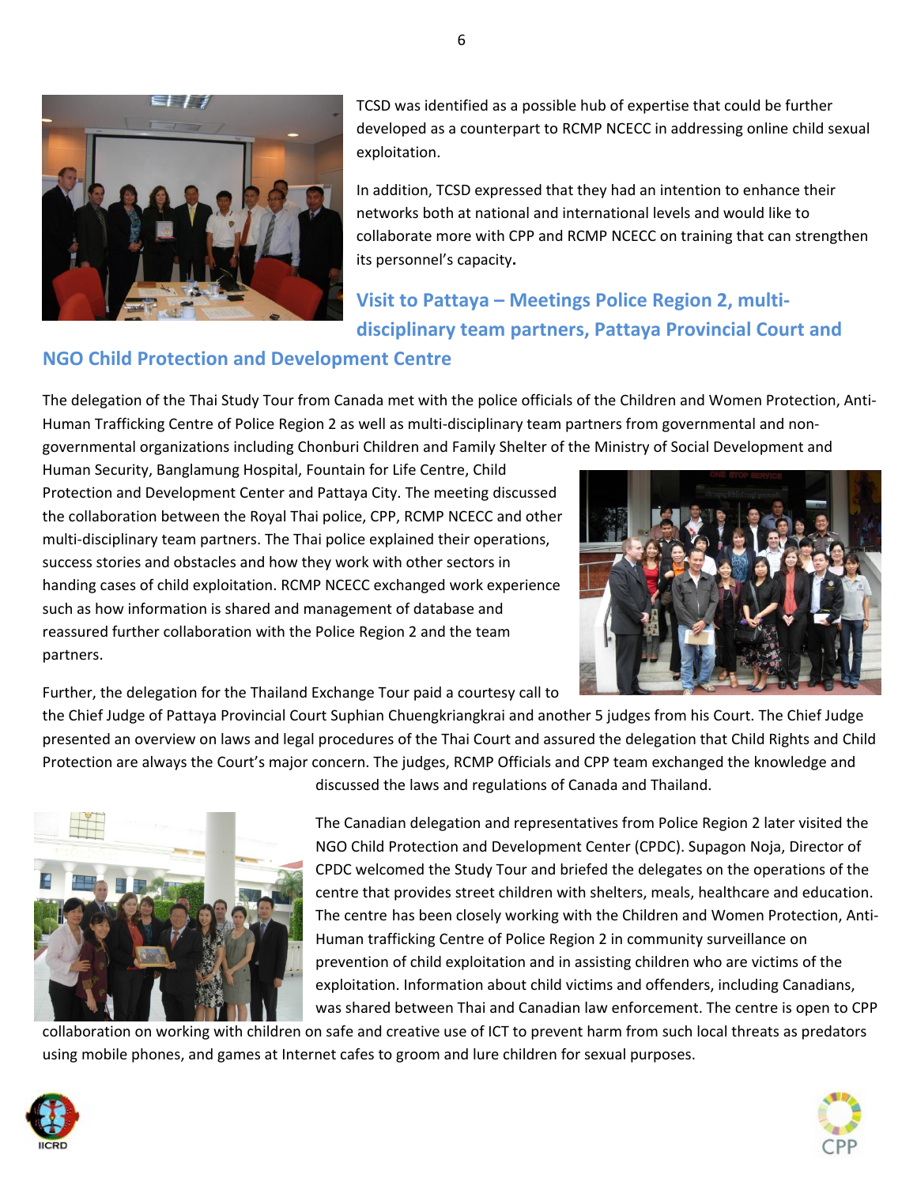TCSD was identified as a possible hub of expertise that could be further developed as a counterpart to RCMP NCECC in addressing online child sexual exploitation.

In addition, TCSD expressed that they had an intention to enhance their networks both at national and international levels and would like to collaborate more with CPP and RCMP NCECC on training that can strengthen its personnel's capacity.

## Visit to Pattaya – Meetings Police Region 2, multi-disciplinary team partners, Pattaya Provincial Court and NGO Child Protection and Development Centre

The delegation of the Thai Study Tour from Canada met with the police officials of the Children and Women Protection, Anti-Human Trafficking Centre of Police Region 2 as well as multi-disciplinary team partners from governmental and non-governmental organizations including Chonburi Children and Family Shelter of the Ministry of Social Development and Human Security, Banglamung Hospital, Fountain for Life Centre, Child Protection and Development Center and Pattaya City. The meeting discussed the collaboration between the Royal Thai police, CPP, RCMP NCECC and other multi-disciplinary team partners. The Thai police explained their operations, success stories and obstacles and how they work with other sectors in handing cases of child exploitation. RCMP NCECC exchanged work experience such as how information is shared and management of database and reassured further collaboration with the Police Region 2 and the team partners.

Further, the delegation for the Thailand Exchange Tour paid a courtesy call to the Chief Judge of Pattaya Provincial Court Suphian Chuengkriangkrai and another 5 judges from his Court. The Chief Judge presented an overview on laws and legal procedures of the Thai Court and assured the delegation that Child Rights and Child Protection are always the Court's major concern. The judges, RCMP Officials and CPP team exchanged the knowledge and discussed the laws and regulations of Canada and Thailand.

The Canadian delegation and representatives from Police Region 2 later visited the NGO Child Protection and Development Center (CPDC). Supagon Noja, Director of CPDC welcomed the Study Tour and briefed the delegates on the operations of the centre that provides street children with shelters, meals, healthcare and education. The centre has been closely working with the Children and Women Protection, Anti-Human trafficking Centre of Police Region 2 in community surveillance on prevention of child exploitation and in assisting children who are victims of the exploitation. Information about child victims and offenders, including Canadians, was shared between Thai and Canadian law enforcement. The centre is open to CPP collaboration on working with children on safe and creative use of ICT to prevent harm from such local threats as predators using mobile phones, and games at Internet cafes to groom and lure children for sexual purposes.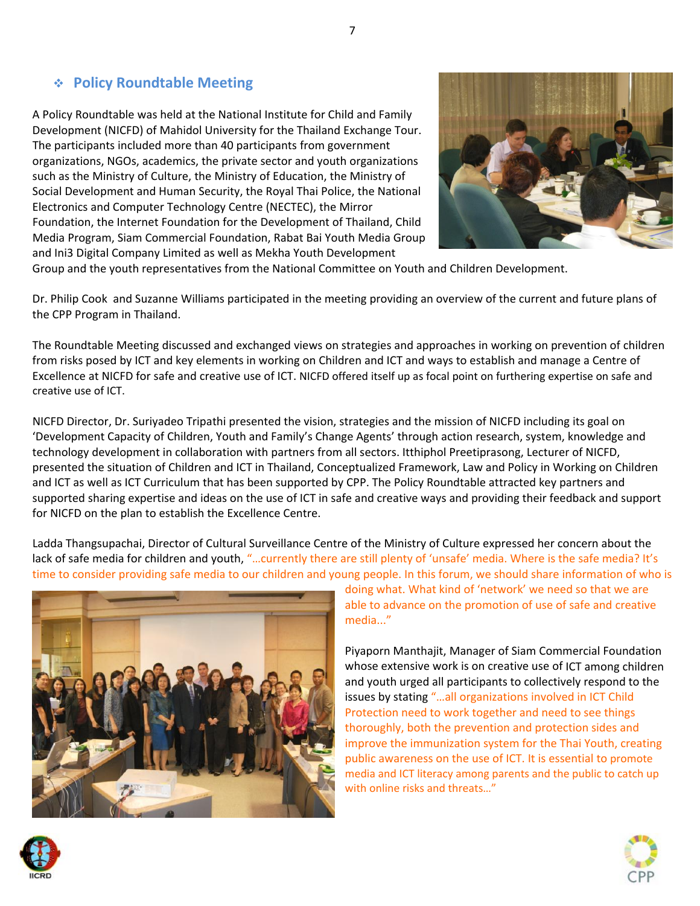## Policy Roundtable Meeting

A Policy Roundtable was held at the National Institute for Child and Family Development (NICFD) of Mahidol University for the Thailand Exchange Tour. The participants included more than 40 participants from government organizations, NGOs, academics, the private sector and youth organizations such as the Ministry of Culture, the Ministry of Education, the Ministry of Social Development and Human Security, the Royal Thai Police, the National Electronics and Computer Technology Centre (NECTEC), the Mirror Foundation, the Internet Foundation for the Development of Thailand, Child Media Program, Siam Commercial Foundation, Rabat Bai Youth Media Group and Ini3 Digital Company Limited as well as Mekha Youth Development Group and the youth representatives from the National Committee on Youth and Children Development.

Dr. Philip Cook and Suzanne Williams participated in the meeting providing an overview of the current and future plans of the CPP Program in Thailand.

The Roundtable Meeting discussed and exchanged views on strategies and approaches in working on prevention of children from risks posed by ICT and key elements in working on Children and ICT and ways to establish and manage a Centre of Excellence at NICFD for safe and creative use of ICT. NICFD offered itself up as focal point on furthering expertise on safe and creative use of ICT.

NICFD Director, Dr. Suriyadeo Tripathi presented the vision, strategies and the mission of NICFD including its goal on 'Development Capacity of Children, Youth and Family's Change Agents' through action research, system, knowledge and technology development in collaboration with partners from all sectors. Itthiphol Preetiprasong, Lecturer of NICFD, presented the situation of Children and ICT in Thailand, Conceptualized Framework, Law and Policy in Working on Children and ICT as well as ICT Curriculum that has been supported by CPP. The Policy Roundtable attracted key partners and supported sharing expertise and ideas on the use of ICT in safe and creative ways and providing their feedback and support for NICFD on the plan to establish the Excellence Centre.

Ladda Thangsupachai, Director of Cultural Surveillance Centre of the Ministry of Culture expressed her concern about the lack of safe media for children and youth, "…currently there are still plenty of 'unsafe' media. Where is the safe media? It's time to consider providing safe media to our children and young people. In this forum, we should share information of who is doing what. What kind of 'network' we need so that we are able to advance on the promotion of use of safe and creative media..."

Piyaporn Manthajit, Manager of Siam Commercial Foundation whose extensive work is on creative use of ICT among children and youth urged all participants to collectively respond to the issues by stating "…all organizations involved in ICT Child Protection need to work together and need to see things thoroughly, both the prevention and protection sides and improve the immunization system for the Thai Youth, creating public awareness on the use of ICT. It is essential to promote media and ICT literacy among parents and the public to catch up with online risks and threats…"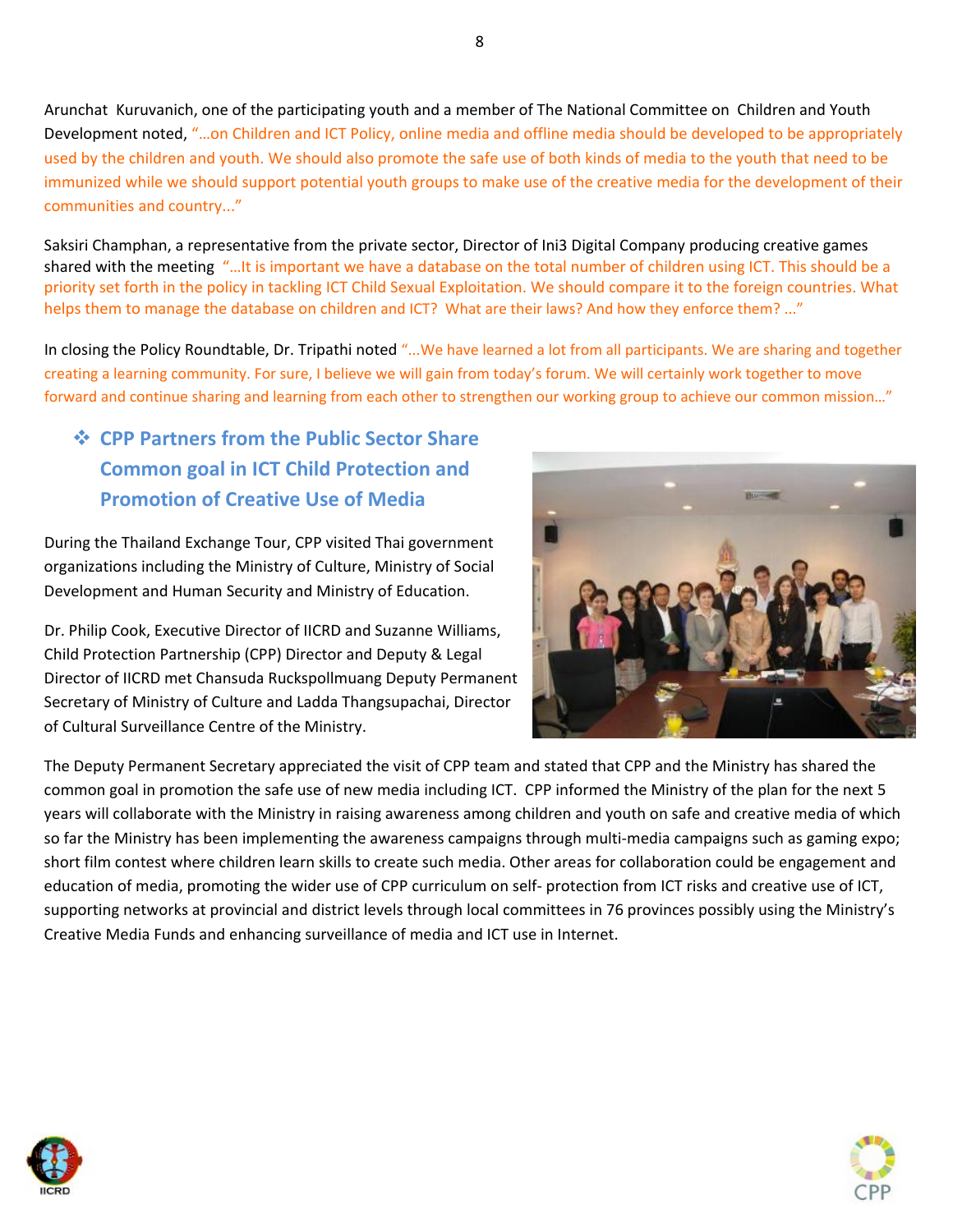Arunchat Kuruvanich, one of the participating youth and a member of The National Committee on Children and Youth Development noted, "…on Children and ICT Policy, online media and offline media should be developed to be appropriately used by the children and youth. We should also promote the safe use of both kinds of media to the youth that need to be immunized while we should support potential youth groups to make use of the creative media for the development of their communities and country..."

Saksiri Champhan, a representative from the private sector, Director of Ini3 Digital Company producing creative games shared with the meeting "…It is important we have a database on the total number of children using ICT. This should be a priority set forth in the policy in tackling ICT Child Sexual Exploitation. We should compare it to the foreign countries. What helps them to manage the database on children and ICT? What are their laws? And how they enforce them? ..."

In closing the Policy Roundtable, Dr. Tripathi noted "...We have learned a lot from all participants. We are sharing and together creating a learning community. For sure, I believe we will gain from today's forum. We will certainly work together to move forward and continue sharing and learning from each other to strengthen our working group to achieve our common mission…"

## ❖ CPP Partners from the Public Sector Share Common goal in ICT Child Protection and Promotion of Creative Use of Media

During the Thailand Exchange Tour, CPP visited Thai government organizations including the Ministry of Culture, Ministry of Social Development and Human Security and Ministry of Education.

Dr. Philip Cook, Executive Director of IICRD and Suzanne Williams, Child Protection Partnership (CPP) Director and Deputy & Legal Director of IICRD met Chansuda Ruckspollmuang Deputy Permanent Secretary of Ministry of Culture and Ladda Thangsupachai, Director of Cultural Surveillance Centre of the Ministry.

The Deputy Permanent Secretary appreciated the visit of CPP team and stated that CPP and the Ministry has shared the common goal in promotion the safe use of new media including ICT. CPP informed the Ministry of the plan for the next 5 years will collaborate with the Ministry in raising awareness among children and youth on safe and creative media of which so far the Ministry has been implementing the awareness campaigns through multi-media campaigns such as gaming expo; short film contest where children learn skills to create such media. Other areas for collaboration could be engagement and education of media, promoting the wider use of CPP curriculum on self- protection from ICT risks and creative use of ICT, supporting networks at provincial and district levels through local committees in 76 provinces possibly using the Ministry's Creative Media Funds and enhancing surveillance of media and ICT use in Internet.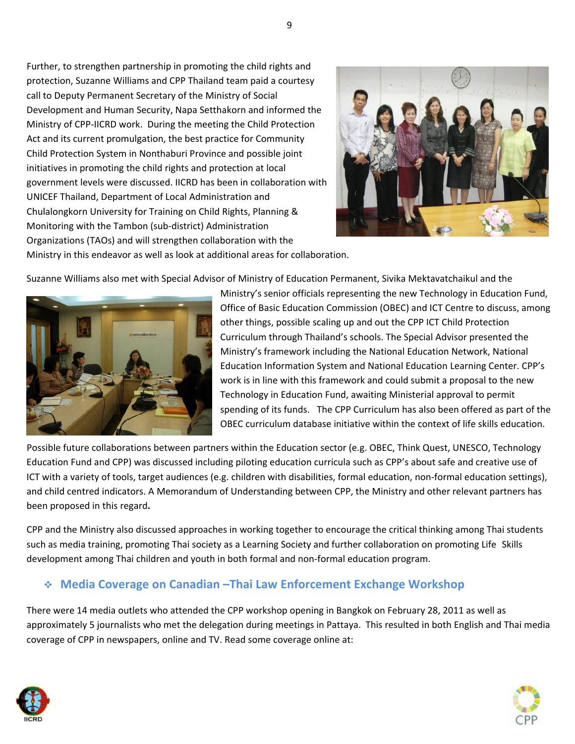Further, to strengthen partnership in promoting the child rights and protection, Suzanne Williams and CPP Thailand team paid a courtesy call to Deputy Permanent Secretary of the Ministry of Social Development and Human Security, Napa Setthakorn and informed the Ministry of CPP-IICRD work. During the meeting the Child Protection Act and its current promulgation, the best practice for Community Child Protection System in Nonthaburi Province and possible joint initiatives in promoting the child rights and protection at local government levels were discussed. IICRD has been in collaboration with UNICEF Thailand, Department of Local Administration and Chulalongkorn University for Training on Child Rights, Planning & Monitoring with the Tambon (sub-district) Administration Organizations (TAOs) and will strengthen collaboration with the Ministry in this endeavor as well as look at additional areas for collaboration.

Suzanne Williams also met with Special Advisor of Ministry of Education Permanent, Sivika Mektavatchaikul and the Ministry's senior officials representing the new Technology in Education Fund, Office of Basic Education Commission (OBEC) and ICT Centre to discuss, among other things, possible scaling up and out the CPP ICT Child Protection Curriculum through Thailand's schools. The Special Advisor presented the Ministry's framework including the National Education Network, National Education Information System and National Education Learning Center. CPP's work is in line with this framework and could submit a proposal to the new Technology in Education Fund, awaiting Ministerial approval to permit spending of its funds. The CPP Curriculum has also been offered as part of the OBEC curriculum database initiative within the context of life skills education.

Possible future collaborations between partners within the Education sector (e.g. OBEC, Think Quest, UNESCO, Technology Education Fund and CPP) was discussed including piloting education curricula such as CPP's about safe and creative use of ICT with a variety of tools, target audiences (e.g. children with disabilities, formal education, non-formal education settings), and child centred indicators. A Memorandum of Understanding between CPP, the Ministry and other relevant partners has been proposed in this regard.

CPP and the Ministry also discussed approaches in working together to encourage the critical thinking among Thai students such as media training, promoting Thai society as a Learning Society and further collaboration on promoting Life Skills development among Thai children and youth in both formal and non-formal education program.

## Media Coverage on Canadian –Thai Law Enforcement Exchange Workshop

There were 14 media outlets who attended the CPP workshop opening in Bangkok on February 28, 2011 as well as approximately 5 journalists who met the delegation during meetings in Pattaya. This resulted in both English and Thai media coverage of CPP in newspapers, online and TV. Read some coverage online at: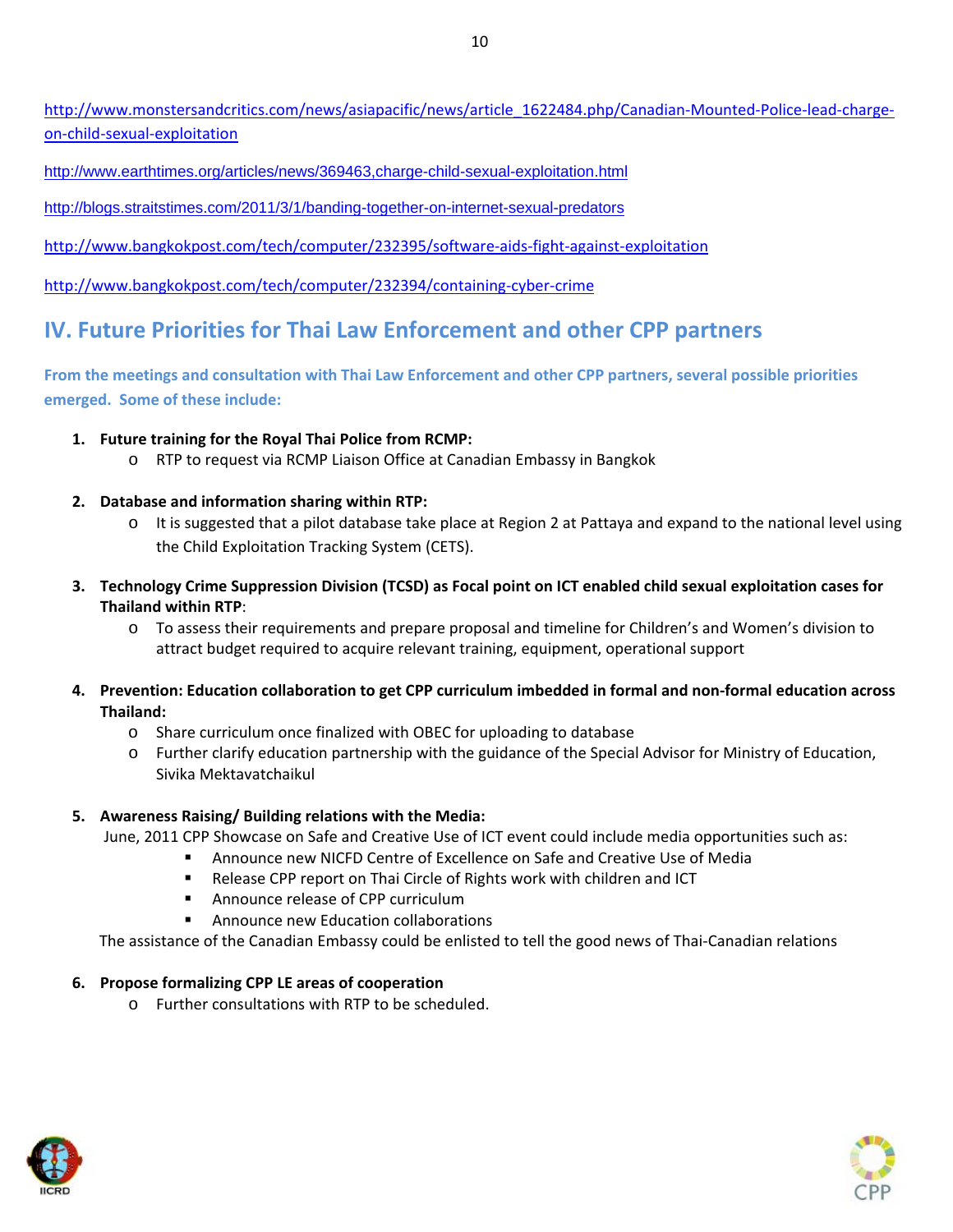http://www.monstersandcritics.com/news/asiapacific/news/article_1622484.php/Canadian-Mounted-Police-lead-charge-on-child-sexual-exploitation

http://www.earthtimes.org/articles/news/369463,charge-child-sexual-exploitation.html

http://blogs.straitstimes.com/2011/3/1/banding-together-on-internet-sexual-predators

http://www.bangkokpost.com/tech/computer/232395/software-aids-fight-against-exploitation

http://www.bangkokpost.com/tech/computer/232394/containing-cyber-crime

## IV. Future Priorities for Thai Law Enforcement and other CPP partners

**From the meetings and consultation with Thai Law Enforcement and other CPP partners, several possible priorities emerged. Some of these include:**

1. **Future training for the Royal Thai Police from RCMP:**
   - RTP to request via RCMP Liaison Office at Canadian Embassy in Bangkok

2. **Database and information sharing within RTP:**
   - It is suggested that a pilot database take place at Region 2 at Pattaya and expand to the national level using the Child Exploitation Tracking System (CETS).

3. **Technology Crime Suppression Division (TCSD) as Focal point on ICT enabled child sexual exploitation cases for Thailand within RTP**:
   - To assess their requirements and prepare proposal and timeline for Children's and Women's division to attract budget required to acquire relevant training, equipment, operational support

4. **Prevention: Education collaboration to get CPP curriculum imbedded in formal and non-formal education across Thailand:**
   - Share curriculum once finalized with OBEC for uploading to database
   - Further clarify education partnership with the guidance of the Special Advisor for Ministry of Education, Sivika Mektavatchaikul

5. **Awareness Raising/ Building relations with the Media:**
   
   June, 2011 CPP Showcase on Safe and Creative Use of ICT event could include media opportunities such as:
   - Announce new NICFD Centre of Excellence on Safe and Creative Use of Media
   - Release CPP report on Thai Circle of Rights work with children and ICT
   - Announce release of CPP curriculum
   - Announce new Education collaborations
   
   The assistance of the Canadian Embassy could be enlisted to tell the good news of Thai-Canadian relations

6. **Propose formalizing CPP LE areas of cooperation**
   - Further consultations with RTP to be scheduled.